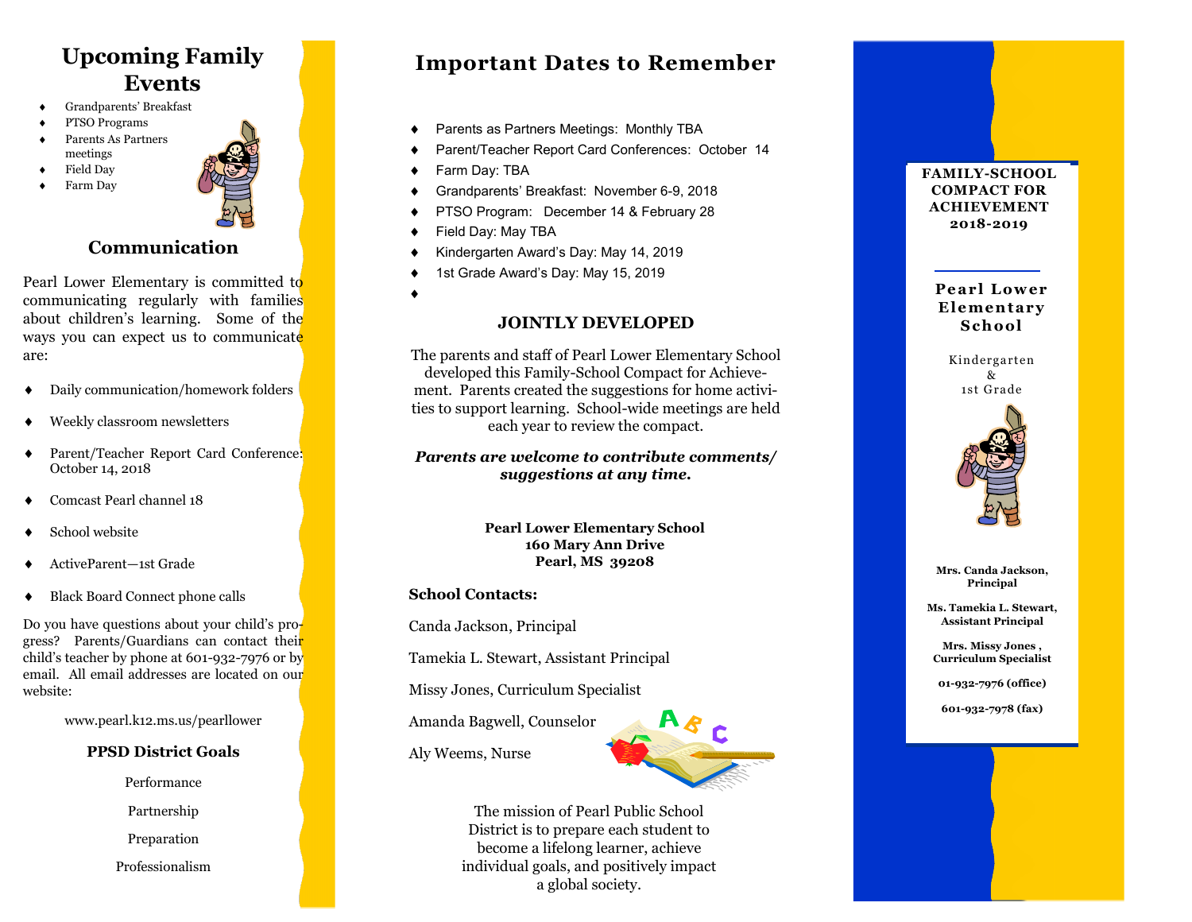# Upcoming Family Events

- Grandparents' Breakfast
- PTSO Programs
- Parents As Partners meetings
- Field Day
- Farm Day

## Communication

Pearl Lower Elementary is committed to communicating regularly with families about children's learning. Some of the ways you can expect us to communicate are:

- Daily communication/homework folders
- Weekly classroom newsletters
- Parent/Teacher Report Card Conference: October 14, 2018
- Comcast Pearl channel 18
- School website
- ActiveParent—1st Grade
- Black Board Connect phone calls

Do you have questions about your child's progress? Parents/Guardians can contact their child's teacher by phone at 601-932-7976 or by email. All email addresses are located on our website:

www.pearl.k12.ms.us/pearllower

### PPSD District Goals

Performance

Partnership

Preparation

Professionalism

# Important Dates to Remember

- Parents as Partners Meetings: Monthly TBA
- Parent/Teacher Report Card Conferences: October 14
- Farm Day: TBA
- Grandparents' Breakfast: November 6-9, 2018
- PTSO Program: December 14 & February 28
- Field Day: May TBA
- Kindergarten Award's Day: May 14, 2019
- 1st Grade Award's Day: May 15, 2019

## JOINTLY DEVELOPED

The parents and staff of Pearl Lower Elementary School developed this Family-School Compact for Achievement. Parents created the suggestions for home activities to support learning. School-wide meetings are held each year to review the compact.

***Parents are welcome to contribute comments/ suggestions at any time.***

**Pearl Lower Elementary School**
**160 Mary Ann Drive**
**Pearl, MS 39208**

**School Contacts:**

Canda Jackson, Principal

Tamekia L. Stewart, Assistant Principal

Missy Jones, Curriculum Specialist

Amanda Bagwell, Counselor

Aly Weems, Nurse

The mission of Pearl Public School District is to prepare each student to become a lifelong learner, achieve individual goals, and positively impact a global society.

# FAMILY-SCHOOL COMPACT FOR ACHIEVEMENT 2018-2019

## Pearl Lower Elementary School

Kindergarten & 1st Grade

**Mrs. Canda Jackson, Principal**

**Ms. Tamekia L. Stewart, Assistant Principal**

**Mrs. Missy Jones , Curriculum Specialist**

**01-932-7976 (office)**

**601-932-7978 (fax)**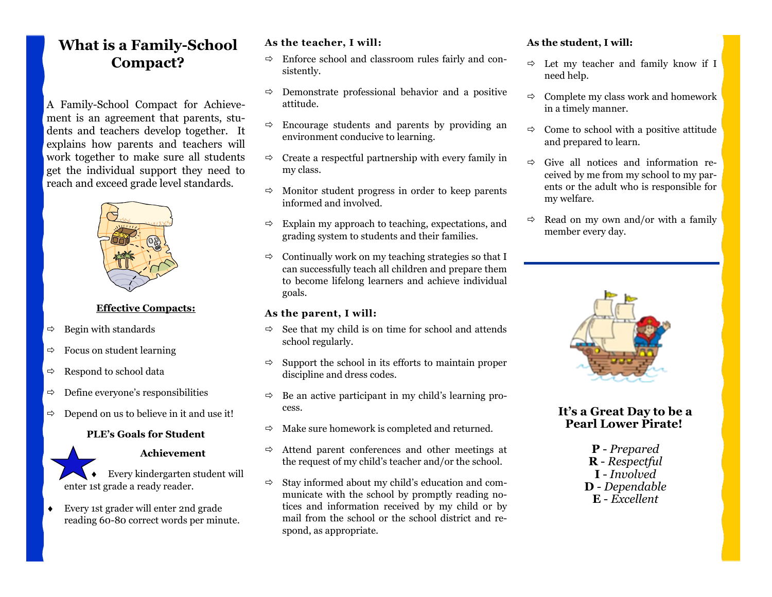# What is a Family-School Compact?

A Family-School Compact for Achievement is an agreement that parents, students and teachers develop together. It explains how parents and teachers will work together to make sure all students get the individual support they need to reach and exceed grade level standards.

**Effective Compacts:**

- Begin with standards
- Focus on student learning
- Respond to school data
- Define everyone's responsibilities
- Depend on us to believe in it and use it!

**PLE's Goals for Student Achievement**

- Every kindergarten student will enter 1st grade a ready reader.
- Every 1st grader will enter 2nd grade reading 60-80 correct words per minute.

**As the teacher, I will:**

- Enforce school and classroom rules fairly and consistently.
- Demonstrate professional behavior and a positive attitude.
- Encourage students and parents by providing an environment conducive to learning.
- Create a respectful partnership with every family in my class.
- Monitor student progress in order to keep parents informed and involved.
- Explain my approach to teaching, expectations, and grading system to students and their families.
- Continually work on my teaching strategies so that I can successfully teach all children and prepare them to become lifelong learners and achieve individual goals.

**As the parent, I will:**

- See that my child is on time for school and attends school regularly.
- Support the school in its efforts to maintain proper discipline and dress codes.
- Be an active participant in my child's learning process.
- Make sure homework is completed and returned.
- Attend parent conferences and other meetings at the request of my child's teacher and/or the school.
- Stay informed about my child's education and communicate with the school by promptly reading notices and information received by my child or by mail from the school or the school district and respond, as appropriate.

**As the student, I will:**

- Let my teacher and family know if I need help.
- Complete my class work and homework in a timely manner.
- Come to school with a positive attitude and prepared to learn.
- Give all notices and information received by me from my school to my parents or the adult who is responsible for my welfare.
- Read on my own and/or with a family member every day.

**It's a Great Day to be a Pearl Lower Pirate!**

**P** - *Prepared*
**R** - *Respectful*
**I** - *Involved*
**D** - *Dependable*
**E** - *Excellent*